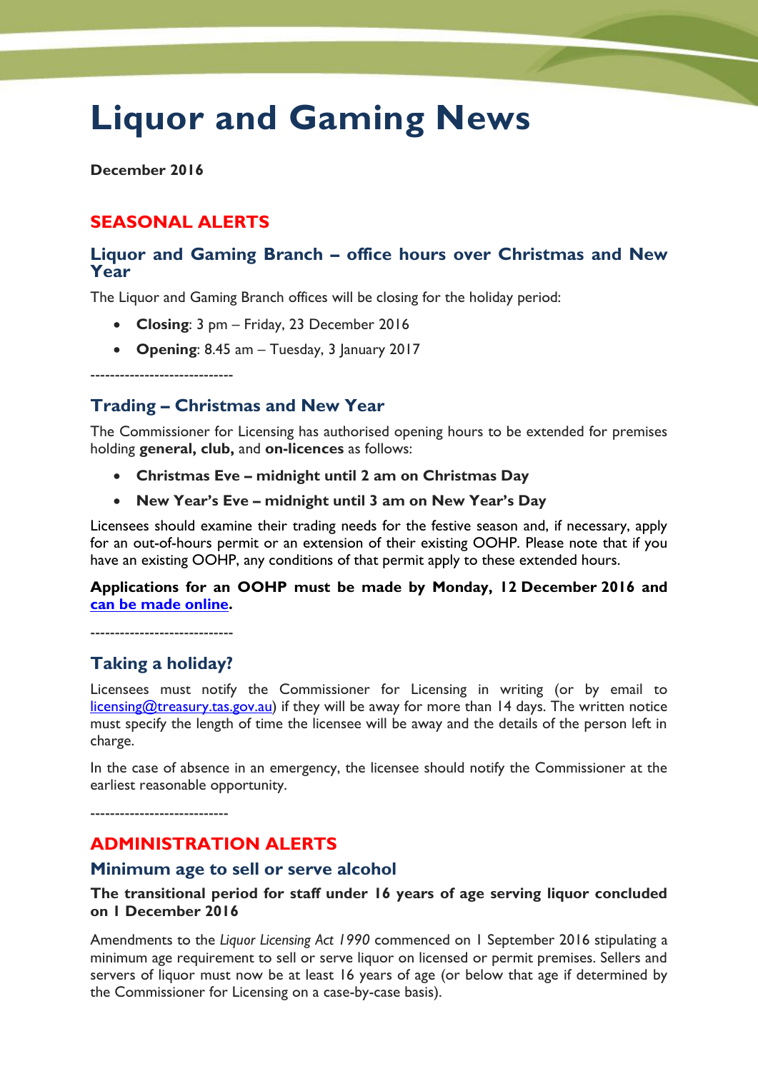# Liquor and Gaming News

**December 2016**

## SEASONAL ALERTS

### Liquor and Gaming Branch – office hours over Christmas and New Year

The Liquor and Gaming Branch offices will be closing for the holiday period:

- **Closing**: 3 pm – Friday, 23 December 2016
- **Opening**: 8.45 am – Tuesday, 3 January 2017

----------------------------

### Trading – Christmas and New Year

The Commissioner for Licensing has authorised opening hours to be extended for premises holding **general, club,** and **on-licences** as follows:

- **Christmas Eve – midnight until 2 am on Christmas Day**
- **New Year's Eve – midnight until 3 am on New Year's Day**

Licensees should examine their trading needs for the festive season and, if necessary, apply for an out-of-hours permit or an extension of their existing OOHP. Please note that if you have an existing OOHP, any conditions of that permit apply to these extended hours.

**Applications for an OOHP must be made by Monday, 12 December 2016 and can be made online.**

----------------------------

### Taking a holiday?

Licensees must notify the Commissioner for Licensing in writing (or by email to licensing@treasury.tas.gov.au) if they will be away for more than 14 days. The written notice must specify the length of time the licensee will be away and the details of the person left in charge.

In the case of absence in an emergency, the licensee should notify the Commissioner at the earliest reasonable opportunity.

---------------------------

## ADMINISTRATION ALERTS

### Minimum age to sell or serve alcohol

**The transitional period for staff under 16 years of age serving liquor concluded on 1 December 2016**

Amendments to the *Liquor Licensing Act 1990* commenced on 1 September 2016 stipulating a minimum age requirement to sell or serve liquor on licensed or permit premises. Sellers and servers of liquor must now be at least 16 years of age (or below that age if determined by the Commissioner for Licensing on a case-by-case basis).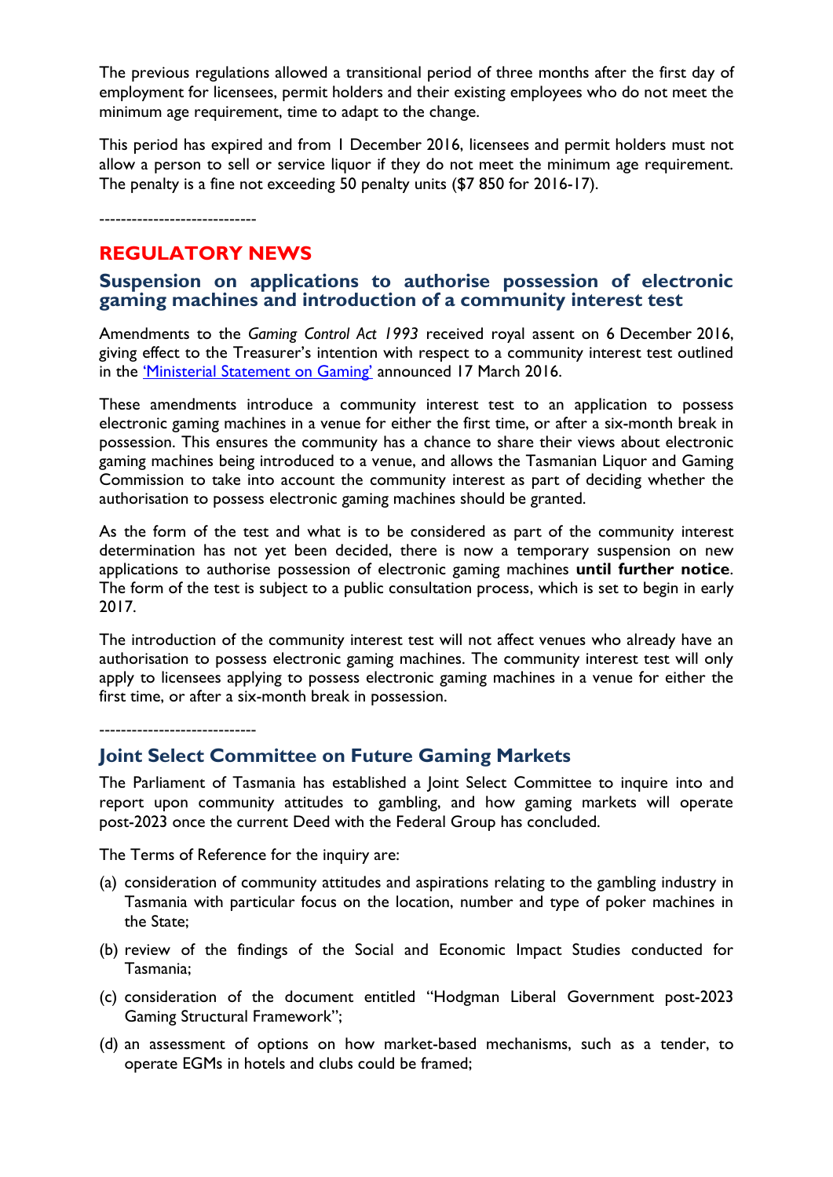The previous regulations allowed a transitional period of three months after the first day of employment for licensees, permit holders and their existing employees who do not meet the minimum age requirement, time to adapt to the change.

This period has expired and from 1 December 2016, licensees and permit holders must not allow a person to sell or service liquor if they do not meet the minimum age requirement. The penalty is a fine not exceeding 50 penalty units ($7 850 for 2016-17).

----------------------------

## REGULATORY NEWS

### Suspension on applications to authorise possession of electronic gaming machines and introduction of a community interest test

Amendments to the *Gaming Control Act 1993* received royal assent on 6 December 2016, giving effect to the Treasurer's intention with respect to a community interest test outlined in the 'Ministerial Statement on Gaming' announced 17 March 2016.

These amendments introduce a community interest test to an application to possess electronic gaming machines in a venue for either the first time, or after a six-month break in possession. This ensures the community has a chance to share their views about electronic gaming machines being introduced to a venue, and allows the Tasmanian Liquor and Gaming Commission to take into account the community interest as part of deciding whether the authorisation to possess electronic gaming machines should be granted.

As the form of the test and what is to be considered as part of the community interest determination has not yet been decided, there is now a temporary suspension on new applications to authorise possession of electronic gaming machines **until further notice**. The form of the test is subject to a public consultation process, which is set to begin in early 2017.

The introduction of the community interest test will not affect venues who already have an authorisation to possess electronic gaming machines. The community interest test will only apply to licensees applying to possess electronic gaming machines in a venue for either the first time, or after a six-month break in possession.

----------------------------

### Joint Select Committee on Future Gaming Markets

The Parliament of Tasmania has established a Joint Select Committee to inquire into and report upon community attitudes to gambling, and how gaming markets will operate post-2023 once the current Deed with the Federal Group has concluded.

The Terms of Reference for the inquiry are:

(a) consideration of community attitudes and aspirations relating to the gambling industry in Tasmania with particular focus on the location, number and type of poker machines in the State;

(b) review of the findings of the Social and Economic Impact Studies conducted for Tasmania;

(c) consideration of the document entitled "Hodgman Liberal Government post-2023 Gaming Structural Framework";

(d) an assessment of options on how market-based mechanisms, such as a tender, to operate EGMs in hotels and clubs could be framed;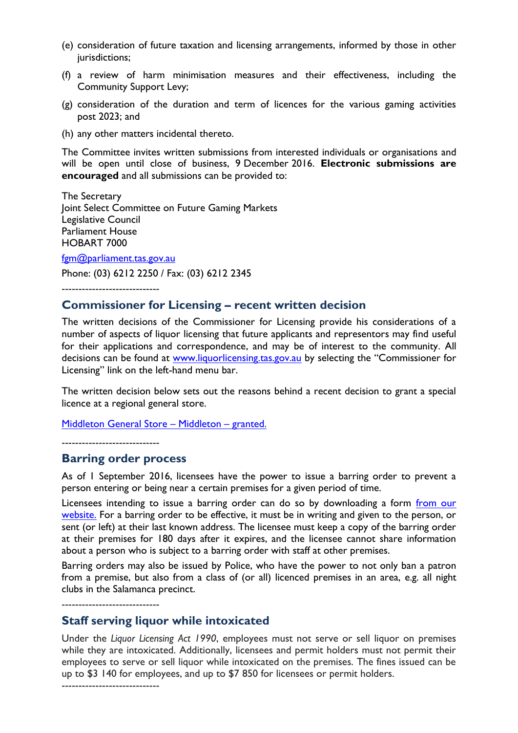(e) consideration of future taxation and licensing arrangements, informed by those in other jurisdictions;

(f) a review of harm minimisation measures and their effectiveness, including the Community Support Levy;

(g) consideration of the duration and term of licences for the various gaming activities post 2023; and

(h) any other matters incidental thereto.

The Committee invites written submissions from interested individuals or organisations and will be open until close of business, 9 December 2016. **Electronic submissions are encouraged** and all submissions can be provided to:

The Secretary
Joint Select Committee on Future Gaming Markets
Legislative Council
Parliament House
HOBART 7000

[fgm@parliament.tas.gov.au](mailto:fgm@parliament.tas.gov.au)

Phone: (03) 6212 2250 / Fax: (03) 6212 2345

----------------------------

## Commissioner for Licensing – recent written decision

The written decisions of the Commissioner for Licensing provide his considerations of a number of aspects of liquor licensing that future applicants and representors may find useful for their applications and correspondence, and may be of interest to the community. All decisions can be found at [www.liquorlicensing.tas.gov.au](http://www.liquorlicensing.tas.gov.au) by selecting the "Commissioner for Licensing" link on the left-hand menu bar.

The written decision below sets out the reasons behind a recent decision to grant a special licence at a regional general store.

Middleton General Store – Middleton – granted.

----------------------------

## Barring order process

As of 1 September 2016, licensees have the power to issue a barring order to prevent a person entering or being near a certain premises for a given period of time.

Licensees intending to issue a barring order can do so by downloading a form from our website. For a barring order to be effective, it must be in writing and given to the person, or sent (or left) at their last known address. The licensee must keep a copy of the barring order at their premises for 180 days after it expires, and the licensee cannot share information about a person who is subject to a barring order with staff at other premises.

Barring orders may also be issued by Police, who have the power to not only ban a patron from a premise, but also from a class of (or all) licenced premises in an area, e.g. all night clubs in the Salamanca precinct.

----------------------------

## Staff serving liquor while intoxicated

Under the *Liquor Licensing Act 1990*, employees must not serve or sell liquor on premises while they are intoxicated. Additionally, licensees and permit holders must not permit their employees to serve or sell liquor while intoxicated on the premises. The fines issued can be up to $3 140 for employees, and up to $7 850 for licensees or permit holders.

----------------------------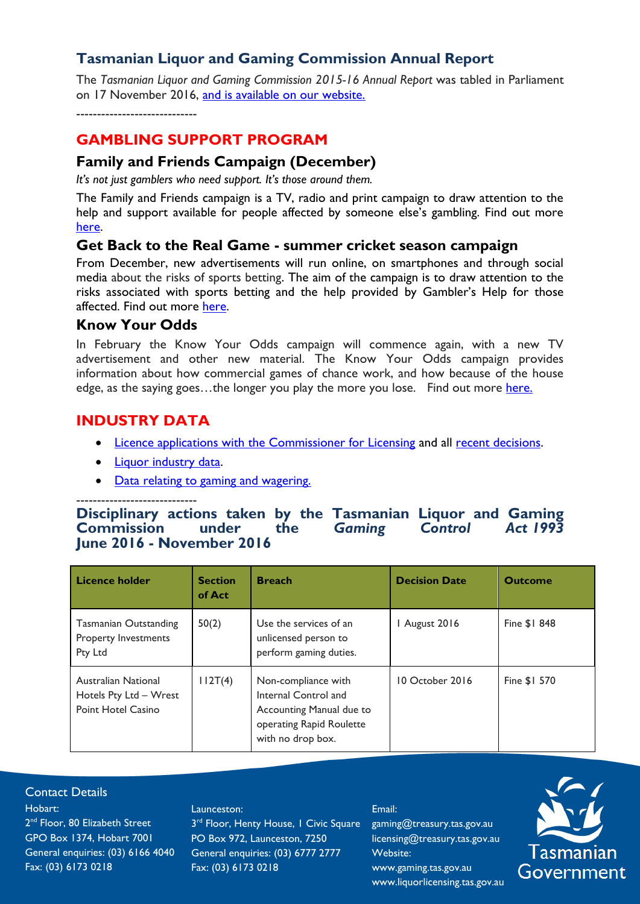## Tasmanian Liquor and Gaming Commission Annual Report

The *Tasmanian Liquor and Gaming Commission 2015-16 Annual Report* was tabled in Parliament on 17 November 2016, and is available on our website.

----------------------------

## GAMBLING SUPPORT PROGRAM

### Family and Friends Campaign (December)

*It's not just gamblers who need support. It's those around them.*

The Family and Friends campaign is a TV, radio and print campaign to draw attention to the help and support available for people affected by someone else's gambling. Find out more here.

### Get Back to the Real Game - summer cricket season campaign

From December, new advertisements will run online, on smartphones and through social media about the risks of sports betting. The aim of the campaign is to draw attention to the risks associated with sports betting and the help provided by Gambler's Help for those affected. Find out more here.

### Know Your Odds

In February the Know Your Odds campaign will commence again, with a new TV advertisement and other new material. The Know Your Odds campaign provides information about how commercial games of chance work, and how because of the house edge, as the saying goes…the longer you play the more you lose. Find out more here.

## INDUSTRY DATA

- Licence applications with the Commissioner for Licensing and all recent decisions.
- Liquor industry data.
- Data relating to gaming and wagering.

----------------------------

### Disciplinary actions taken by the Tasmanian Liquor and Gaming Commission under the *Gaming Control Act 1993* June 2016 - November 2016

| Licence holder | Section of Act | Breach | Decision Date | Outcome |
|---|---|---|---|---|
| Tasmanian Outstanding Property Investments Pty Ltd | 50(2) | Use the services of an unlicensed person to perform gaming duties. | 1 August 2016 | Fine $1 848 |
| Australian National Hotels Pty Ltd – Wrest Point Hotel Casino | 112T(4) | Non-compliance with Internal Control and Accounting Manual due to operating Rapid Roulette with no drop box. | 10 October 2016 | Fine $1 570 |

Contact Details

Hobart:
2nd Floor, 80 Elizabeth Street
GPO Box 1374, Hobart 7001
General enquiries: (03) 6166 4040
Fax: (03) 6173 0218

Launceston:
3rd Floor, Henty House, 1 Civic Square
PO Box 972, Launceston, 7250
General enquiries: (03) 6777 2777
Fax: (03) 6173 0218

Email:
gaming@treasury.tas.gov.au
licensing@treasury.tas.gov.au
Website:
www.gaming.tas.gov.au
www.liquorlicensing.tas.gov.au

Tasmanian Government